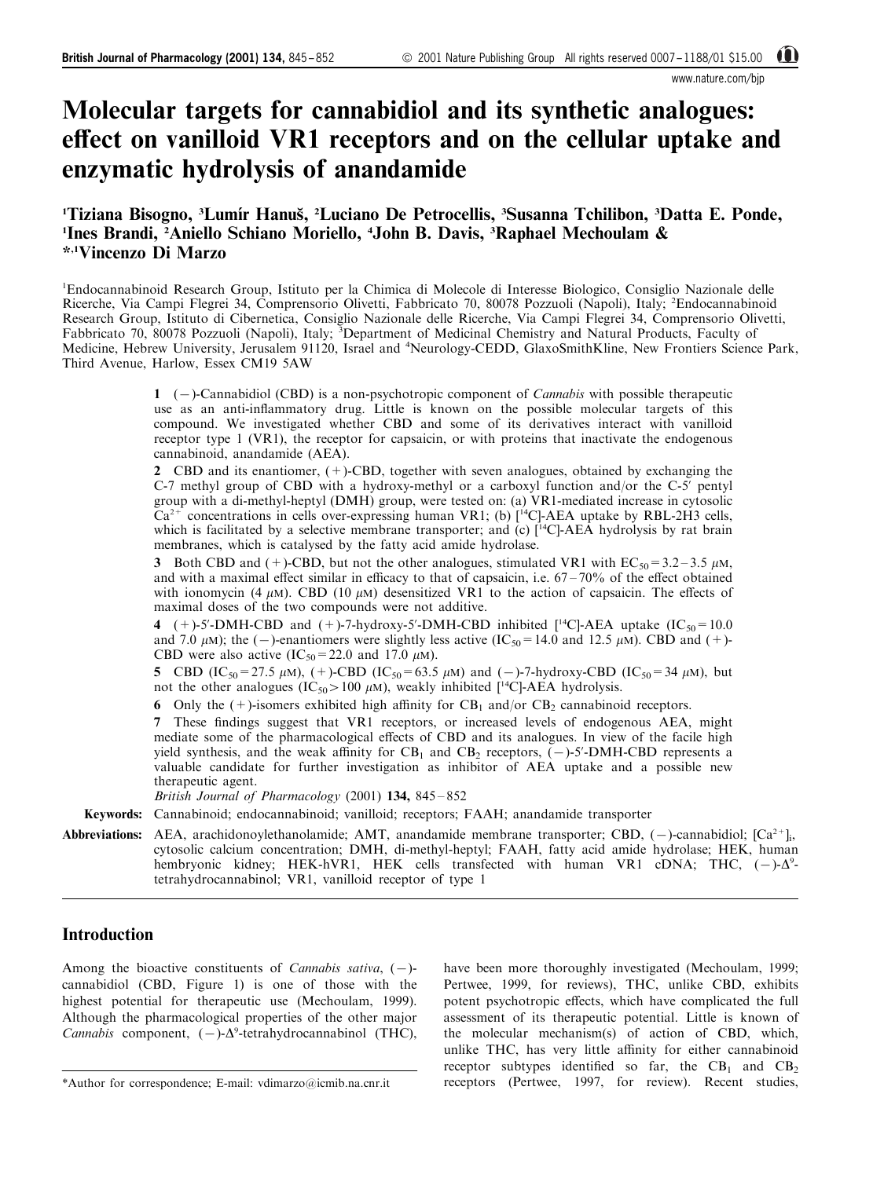# Molecular targets for cannabidiol and its synthetic analogues: effect on vanilloid VR1 receptors and on the cellular uptake and enzymatic hydrolysis of anandamide

[1]Tiziana Bisogno, [3]Lumír Hanuš, [2]Luciano De Petrocellis, [3]Susanna Tchilibon, [3]Datta E. Ponde, [1]Ines Brandi, [2]Aniello Schiano Moriello, [4]John B. Davis, [3]Raphael Mechoulam & *,[1]Vincenzo Di Marzo

[1]Endocannabinoid Research Group, Istituto per la Chimica di Molecole di Interesse Biologico, Consiglio Nazionale delle Ricerche, Via Campi Flegrei 34, Comprensorio Olivetti, Fabbricato 70, 80078 Pozzuoli (Napoli), Italy; [2]Endocannabinoid Research Group, Istituto di Cibernetica, Consiglio Nazionale delle Ricerche, Via Campi Flegrei 34, Comprensorio Olivetti, Fabbricato 70, 80078 Pozzuoli (Napoli), Italy; [3]Department of Medicinal Chemistry and Natural Products, Faculty of Medicine, Hebrew University, Jerusalem 91120, Israel and [4]Neurology-CEDD, GlaxoSmithKline, New Frontiers Science Park, Third Avenue, Harlow, Essex CM19 5AW

**1** (−)-Cannabidiol (CBD) is a non-psychotropic component of *Cannabis* with possible therapeutic use as an anti-inflammatory drug. Little is known on the possible molecular targets of this compound. We investigated whether CBD and some of its derivatives interact with vanilloid receptor type 1 (VR1), the receptor for capsaicin, or with proteins that inactivate the endogenous cannabinoid, anandamide (AEA).

**2** CBD and its enantiomer, (+)-CBD, together with seven analogues, obtained by exchanging the C-7 methyl group of CBD with a hydroxy-methyl or a carboxyl function and/or the C-5′ pentyl group with a di-methyl-heptyl (DMH) group, were tested on: (a) VR1-mediated increase in cytosolic $Ca^{2+}$ concentrations in cells over-expressing human VR1; (b) [$^{14}$C]-AEA uptake by RBL-2H3 cells, which is facilitated by a selective membrane transporter; and (c) [$^{14}$C]-AEA hydrolysis by rat brain membranes, which is catalysed by the fatty acid amide hydrolase.

**3** Both CBD and (+)-CBD, but not the other analogues, stimulated VR1 with $EC_{50}$ = 3.2 – 3.5 $\mu$M, and with a maximal effect similar in efficacy to that of capsaicin, i.e. 67 – 70% of the effect obtained with ionomycin (4 $\mu$M). CBD (10 $\mu$M) desensitized VR1 to the action of capsaicin. The effects of maximal doses of the two compounds were not additive.

**4** (+)-5′-DMH-CBD and (+)-7-hydroxy-5′-DMH-CBD inhibited [$^{14}$C]-AEA uptake ($IC_{50}$ = 10.0 and 7.0 $\mu$M); the (−)-enantiomers were slightly less active ($IC_{50}$ = 14.0 and 12.5 $\mu$M). CBD and (+)-CBD were also active ($IC_{50}$ = 22.0 and 17.0 $\mu$M).

**5** CBD ($IC_{50}$ = 27.5 $\mu$M), (+)-CBD ($IC_{50}$ = 63.5 $\mu$M) and (−)-7-hydroxy-CBD ($IC_{50}$ = 34 $\mu$M), but not the other analogues ($IC_{50}$ > 100 $\mu$M), weakly inhibited [$^{14}$C]-AEA hydrolysis.

**6** Only the (+)-isomers exhibited high affinity for $CB_1$ and/or $CB_2$ cannabinoid receptors.

**7** These findings suggest that VR1 receptors, or increased levels of endogenous AEA, might mediate some of the pharmacological effects of CBD and its analogues. In view of the facile high yield synthesis, and the weak affinity for $CB_1$ and $CB_2$ receptors, (−)-5′-DMH-CBD represents a valuable candidate for further investigation as inhibitor of AEA uptake and a possible new therapeutic agent.

*British Journal of Pharmacology* (2001) **134,** 845 – 852

**Keywords:** Cannabinoid; endocannabinoid; vanilloid; receptors; FAAH; anandamide transporter

**Abbreviations:** AEA, arachidonoylethanolamide; AMT, anandamide membrane transporter; CBD, (−)-cannabidiol; $[Ca^{2+}]_i$, cytosolic calcium concentration; DMH, di-methyl-heptyl; FAAH, fatty acid amide hydrolase; HEK, human hembryonic kidney; HEK-hVR1, HEK cells transfected with human VR1 cDNA; THC, (−)-$\Delta^9$-tetrahydrocannabinol; VR1, vanilloid receptor of type 1

## Introduction

Among the bioactive constituents of *Cannabis sativa*, (−)-cannabidiol (CBD, Figure 1) is one of those with the highest potential for therapeutic use (Mechoulam, 1999). Although the pharmacological properties of the other major *Cannabis* component, (−)-$\Delta^9$-tetrahydrocannabinol (THC), have been more thoroughly investigated (Mechoulam, 1999; Pertwee, 1999, for reviews), THC, unlike CBD, exhibits potent psychotropic effects, which have complicated the full assessment of its therapeutic potential. Little is known of the molecular mechanism(s) of action of CBD, which, unlike THC, has very little affinity for either cannabinoid receptor subtypes identified so far, the $CB_1$ and $CB_2$ receptors (Pertwee, 1997, for review). Recent studies,

*Author for correspondence; E-mail: vdimarzo@icmib.na.cnr.it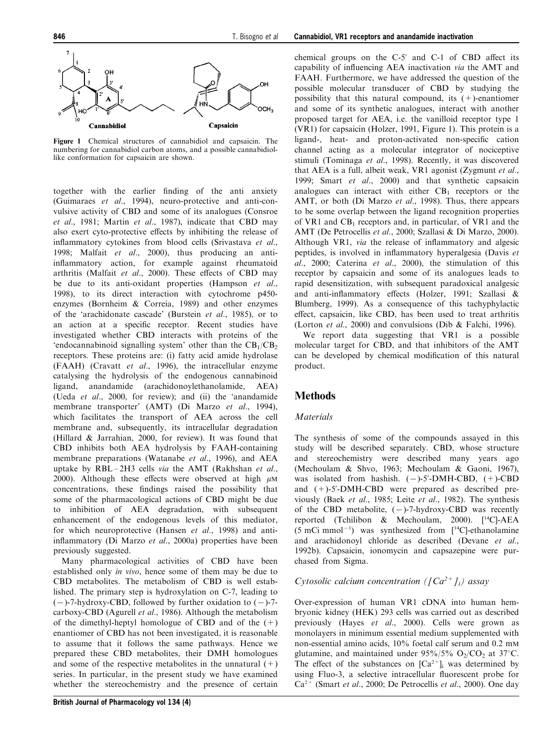Figure 1 Chemical structures of cannabidiol and capsaicin. The numbering for cannabidiol carbon atoms, and a possible cannabidiol-like conformation for capsaicin are shown.

together with the earlier finding of the anti anxiety (Guimaraes *et al*., 1994), neuro-protective and anti-convulsive activity of CBD and some of its analogues (Consroe *et al*., 1981; Martin *et al*., 1987), indicate that CBD may also exert cyto-protective effects by inhibiting the release of inflammatory cytokines from blood cells (Srivastava *et al*., 1998; Malfait *et al*., 2000), thus producing an anti-inflammatory action, for example against rheumatoid arthritis (Malfait *et al*., 2000). These effects of CBD may be due to its anti-oxidant properties (Hampson *et al*., 1998), to its direct interaction with cytochrome p450-enzymes (Bornheim & Correia, 1989) and other enzymes of the 'arachidonate cascade' (Burstein *et al*., 1985), or to an action at a specific receptor. Recent studies have investigated whether CBD interacts with proteins of the 'endocannabinoid signalling system' other than the $CB_1/CB_2$ receptors. These proteins are: (i) fatty acid amide hydrolase (FAAH) (Cravatt *et al*., 1996), the intracellular enzyme catalysing the hydrolysis of the endogenous cannabinoid ligand, anandamide (arachidonoylethanolamide, AEA) (Ueda *et al*., 2000, for review); and (ii) the 'anandamide membrane transporter' (AMT) (Di Marzo *et al*., 1994), which facilitates the transport of AEA across the cell membrane and, subsequently, its intracellular degradation (Hillard & Jarrahian, 2000, for review). It was found that CBD inhibits both AEA hydrolysis by FAAH-containing membrane preparations (Watanabe *et al*., 1996), and AEA uptake by RBL–2H3 cells *via* the AMT (Rakhshan *et al*., 2000). Although these effects were observed at high $\mu$M concentrations, these findings raised the possibility that some of the pharmacological actions of CBD might be due to inhibition of AEA degradation, with subsequent enhancement of the endogenous levels of this mediator, for which neuroprotective (Hansen *et al*., 1998) and anti-inflammatory (Di Marzo *et al*., 2000a) properties have been previously suggested.

Many pharmacological activities of CBD have been established only *in vivo*, hence some of them may be due to CBD metabolites. The metabolism of CBD is well established. The primary step is hydroxylation on C-7, leading to (−)-7-hydroxy-CBD, followed by further oxidation to (−)-7-carboxy-CBD (Agurell *et al*., 1986). Although the metabolism of the dimethyl-heptyl homologue of CBD and of the (+) enantiomer of CBD has not been investigated, it is reasonable to assume that it follows the same pathways. Hence we prepared these CBD metabolites, their DMH homologues and some of the respective metabolites in the unnatural (+) series. In particular, in the present study we have examined whether the stereochemistry and the presence of certain chemical groups on the C-5′ and C-1 of CBD affect its capability of influencing AEA inactivation *via* the AMT and FAAH. Furthermore, we have addressed the question of the possible molecular transducer of CBD by studying the possibility that this natural compound, its (+)-enantiomer and some of its synthetic analogues, interact with another proposed target for AEA, i.e. the vanilloid receptor type 1 (VR1) for capsaicin (Holzer, 1991, Figure 1). This protein is a ligand-, heat- and proton-activated non-specific cation channel acting as a molecular integrator of nociceptive stimuli (Tominaga *et al*., 1998). Recently, it was discovered that AEA is a full, albeit weak, VR1 agonist (Zygmunt *et al*., 1999; Smart *et al*., 2000) and that synthetic capsaicin analogues can interact with either $CB_1$ receptors or the AMT, or both (Di Marzo *et al*., 1998). Thus, there appears to be some overlap between the ligand recognition properties of VR1 and $CB_1$ receptors and, in particular, of VR1 and the AMT (De Petrocellis *et al*., 2000; Szallasi & Di Marzo, 2000). Although VR1, *via* the release of inflammatory and algesic peptides, is involved in inflammatory hyperalgesia (Davis *et al*., 2000; Caterina *et al*., 2000), the stimulation of this receptor by capsaicin and some of its analogues leads to rapid desensitization, with subsequent paradoxical analgesic and anti-inflammatory effects (Holzer, 1991; Szallasi & Blumberg, 1999). As a consequence of this tachyphylactic effect, capsaicin, like CBD, has been used to treat arthritis (Lorton *et al*., 2000) and convulsions (Dib & Falchi, 1996).

We report data suggesting that VR1 is a possible molecular target for CBD, and that inhibitors of the AMT can be developed by chemical modification of this natural product.

## Methods

### *Materials*

The synthesis of some of the compounds assayed in this study will be described separately. CBD, whose structure and stereochemistry were described many years ago (Mechoulam & Shvo, 1963; Mechoulam & Gaoni, 1967), was isolated from hashish. (−)-5′-DMH-CBD, (+)-CBD and (+)-5′-DMH-CBD were prepared as described previously (Baek *et al*., 1985; Leite *et al*., 1982). The synthesis of the CBD metabolite, (−)-7-hydroxy-CBD was recently reported (Tchilibon & Mechoulam, 2000). [$^{14}$C]-AEA (5 mCi mmol$^{-1}$) was synthesized from [$^{14}$C]-ethanolamine and arachidonoyl chloride as described (Devane *et al*., 1992b). Capsaicin, ionomycin and capsazepine were purchased from Sigma.

### *Cytosolic calcium concentration ($[Ca^{2+}]_i$) assay*

Over-expression of human VR1 cDNA into human hembryonic kidney (HEK) 293 cells was carried out as described previously (Hayes *et al*., 2000). Cells were grown as monolayers in minimum essential medium supplemented with non-essential amino acids, 10% foetal calf serum and 0.2 mM glutamine, and maintained under 95%/5% $O_2/CO_2$ at 37°C. The effect of the substances on $[Ca^{2+}]_i$ was determined by using Fluo-3, a selective intracellular fluorescent probe for $Ca^{2+}$ (Smart *et al*., 2000; De Petrocellis *et al*., 2000). One day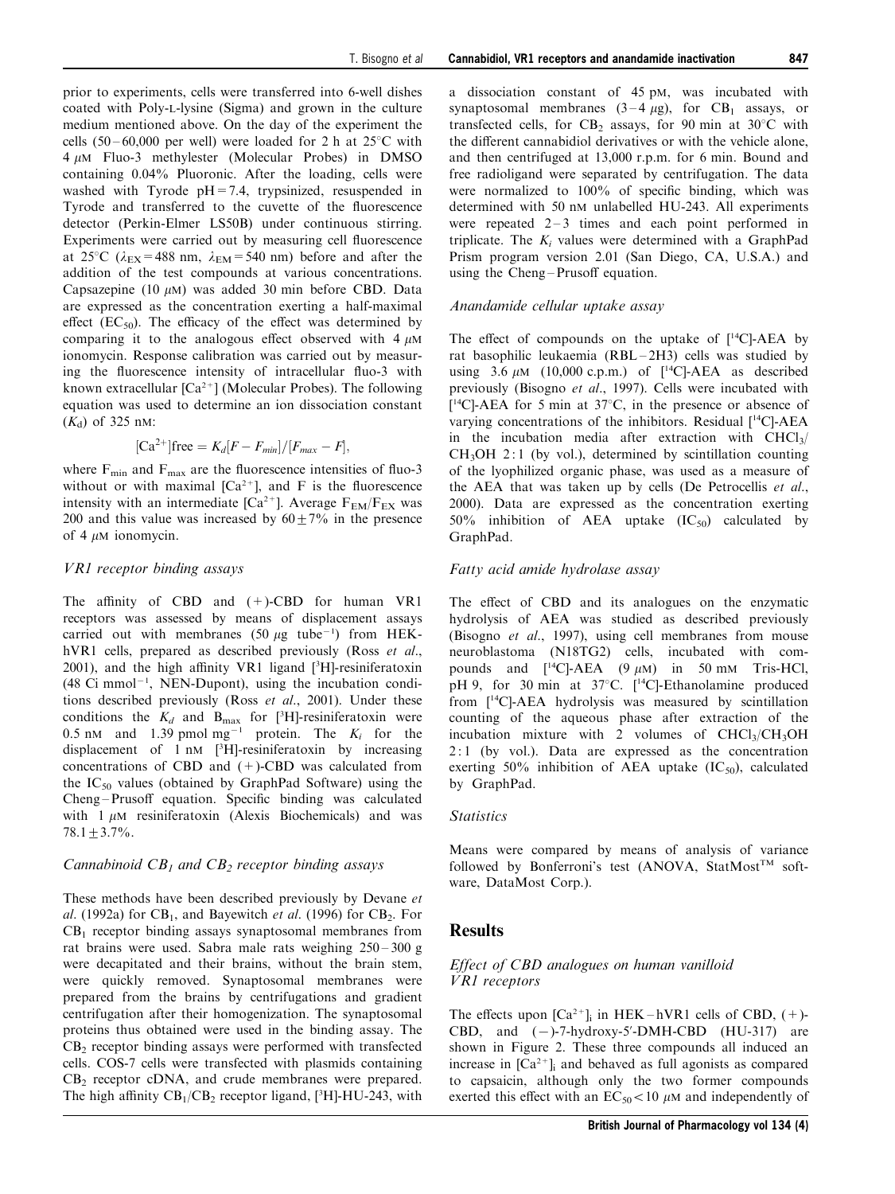prior to experiments, cells were transferred into 6-well dishes coated with Poly-L-lysine (Sigma) and grown in the culture medium mentioned above. On the day of the experiment the cells (50–60,000 per well) were loaded for 2 h at 25°C with 4 $\mu$M Fluo-3 methylester (Molecular Probes) in DMSO containing 0.04% Pluoronic. After the loading, cells were washed with Tyrode pH = 7.4, trypsinized, resuspended in Tyrode and transferred to the cuvette of the fluorescence detector (Perkin-Elmer LS50B) under continuous stirring. Experiments were carried out by measuring cell fluorescence at 25°C ($\lambda_{EX}$ = 488 nm, $\lambda_{EM}$ = 540 nm) before and after the addition of the test compounds at various concentrations. Capsazepine (10 $\mu$M) was added 30 min before CBD. Data are expressed as the concentration exerting a half-maximal effect ($EC_{50}$). The efficacy of the effect was determined by comparing it to the analogous effect observed with 4 $\mu$M ionomycin. Response calibration was carried out by measuring the fluorescence intensity of intracellular fluo-3 with known extracellular [$Ca^{2+}$] (Molecular Probes). The following equation was used to determine an ion dissociation constant ($K_d$) of 325 nM:

$$[Ca^{2+}]free = K_d[F - F_{min}]/[F_{max} - F],$$

where $F_{min}$ and $F_{max}$ are the fluorescence intensities of fluo-3 without or with maximal [$Ca^{2+}$], and F is the fluorescence intensity with an intermediate [$Ca^{2+}$]. Average $F_{EM}/F_{EX}$ was 200 and this value was increased by 60 ± 7% in the presence of 4 $\mu$M ionomycin.

### *VR1 receptor binding assays*

The affinity of CBD and (+)-CBD for human VR1 receptors was assessed by means of displacement assays carried out with membranes (50 $\mu$g tube$^{-1}$) from HEK-hVR1 cells, prepared as described previously (Ross *et al.*, 2001), and the high affinity VR1 ligand [$^3$H]-resiniferatoxin (48 Ci mmol$^{-1}$, NEN-Dupont), using the incubation conditions described previously (Ross *et al.*, 2001). Under these conditions the $K_d$ and $B_{max}$ for [$^3$H]-resiniferatoxin were 0.5 nM and 1.39 pmol mg$^{-1}$ protein. The $K_i$ for the displacement of 1 nM [$^3$H]-resiniferatoxin by increasing concentrations of CBD and (+)-CBD was calculated from the $IC_{50}$ values (obtained by GraphPad Software) using the Cheng–Prusoff equation. Specific binding was calculated with 1 $\mu$M resiniferatoxin (Alexis Biochemicals) and was 78.1 ± 3.7%.

### *Cannabinoid $CB_1$ and $CB_2$ receptor binding assays*

These methods have been described previously by Devane *et al.* (1992a) for $CB_1$, and Bayewitch *et al.* (1996) for $CB_2$. For $CB_1$ receptor binding assays synaptosomal membranes from rat brains were used. Sabra male rats weighing 250–300 g were decapitated and their brains, without the brain stem, were quickly removed. Synaptosomal membranes were prepared from the brains by centrifugations and gradient centrifugation after their homogenization. The synaptosomal proteins thus obtained were used in the binding assay. The $CB_2$ receptor binding assays were performed with transfected cells. COS-7 cells were transfected with plasmids containing $CB_2$ receptor cDNA, and crude membranes were prepared. The high affinity $CB_1$/$CB_2$ receptor ligand, [$^3$H]-HU-243, with a dissociation constant of 45 pM, was incubated with synaptosomal membranes (3–4 $\mu$g), for $CB_1$ assays, or transfected cells, for $CB_2$ assays, for 90 min at 30°C with the different cannabidiol derivatives or with the vehicle alone, and then centrifuged at 13,000 r.p.m. for 6 min. Bound and free radioligand were separated by centrifugation. The data were normalized to 100% of specific binding, which was determined with 50 nM unlabelled HU-243. All experiments were repeated 2–3 times and each point performed in triplicate. The $K_i$ values were determined with a GraphPad Prism program version 2.01 (San Diego, CA, U.S.A.) and using the Cheng–Prusoff equation.

### *Anandamide cellular uptake assay*

The effect of compounds on the uptake of [$^{14}$C]-AEA by rat basophilic leukaemia (RBL–2H3) cells was studied by using 3.6 $\mu$M (10,000 c.p.m.) of [$^{14}$C]-AEA as described previously (Bisogno *et al.*, 1997). Cells were incubated with [$^{14}$C]-AEA for 5 min at 37°C, in the presence or absence of varying concentrations of the inhibitors. Residual [$^{14}$C]-AEA in the incubation media after extraction with $CHCl_3$/$CH_3OH$ 2 : 1 (by vol.), determined by scintillation counting of the lyophilized organic phase, was used as a measure of the AEA that was taken up by cells (De Petrocellis *et al.*, 2000). Data are expressed as the concentration exerting 50% inhibition of AEA uptake ($IC_{50}$) calculated by GraphPad.

### *Fatty acid amide hydrolase assay*

The effect of CBD and its analogues on the enzymatic hydrolysis of AEA was studied as described previously (Bisogno *et al.*, 1997), using cell membranes from mouse neuroblastoma (N18TG2) cells, incubated with compounds and [$^{14}$C]-AEA (9 $\mu$M) in 50 mM Tris-HCl, pH 9, for 30 min at 37°C. [$^{14}$C]-Ethanolamine produced from [$^{14}$C]-AEA hydrolysis was measured by scintillation counting of the aqueous phase after extraction of the incubation mixture with 2 volumes of $CHCl_3$/$CH_3OH$ 2 : 1 (by vol.). Data are expressed as the concentration exerting 50% inhibition of AEA uptake ($IC_{50}$), calculated by GraphPad.

### *Statistics*

Means were compared by means of analysis of variance followed by Bonferroni's test (ANOVA, StatMost™ software, DataMost Corp.).

## Results

### *Effect of CBD analogues on human vanilloid VR1 receptors*

The effects upon [$Ca^{2+}$]$_i$ in HEK–hVR1 cells of CBD, (+)-CBD, and (−)-7-hydroxy-5′-DMH-CBD (HU-317) are shown in Figure 2. These three compounds all induced an increase in [$Ca^{2+}$]$_i$ and behaved as full agonists as compared to capsaicin, although only the two former compounds exerted this effect with an $EC_{50}$ < 10 $\mu$M and independently of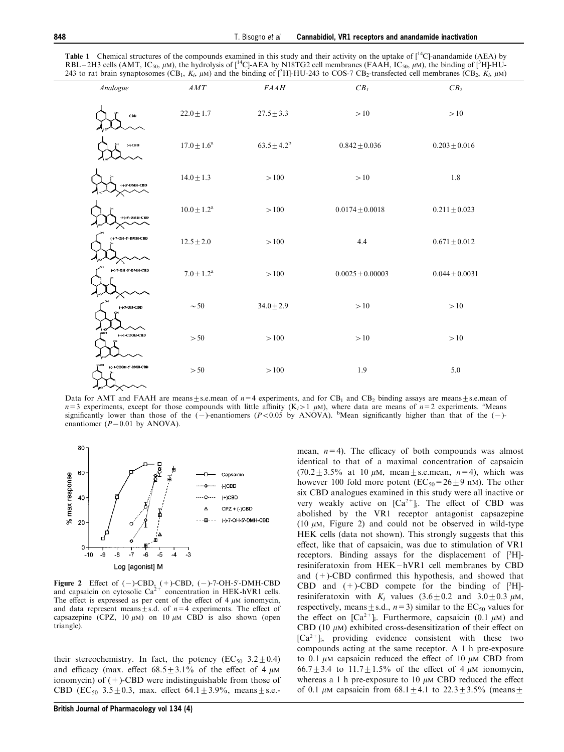**Table 1** Chemical structures of the compounds examined in this study and their activity on the uptake of [$^{14}$C]-anandamide (AEA) by RBL–2H3 cells (AMT, $IC_{50}$, $\mu$M), the hydrolysis of [$^{14}$C]-AEA by N18TG2 cell membranes (FAAH, $IC_{50}$, $\mu$M), the binding of [$^{3}$H]-HU-243 to rat brain synaptosomes ($CB_1$, $K_i$, $\mu$M) and the binding of [$^{3}$H]-HU-243 to COS-7 $CB_2$-transfected cell membranes ($CB_2$, $K_i$, $\mu$M)

| *Analogue* | *AMT* | *FAAH* | $CB_1$ | $CB_2$ |
|---|---|---|---|---|
| CBD | 22.0 ± 1.7 | 27.5 ± 3.3 | > 10 | > 10 |
| (+)-CBD | 17.0 ± 1.6[a] | 63.5 ± 4.2[b] | 0.842 ± 0.036 | 0.203 ± 0.016 |
| (−)-5′-DMH-CBD | 14.0 ± 1.3 | > 100 | > 10 | 1.8 |
| (+)-5′-DMH-CBD | 10.0 ± 1.2[a] | > 100 | 0.0174 ± 0.0018 | 0.211 ± 0.023 |
| (−)-7-OH-5′-DMH-CBD | 12.5 ± 2.0 | > 100 | 4.4 | 0.671 ± 0.012 |
| (+)-7-OH-5′-DMH-CBD | 7.0 ± 1.2[a] | > 100 | 0.0025 ± 0.00003 | 0.044 ± 0.0031 |
| (−)-7-OH-CBD | ~ 50 | 34.0 ± 2.9 | > 10 | > 10 |
| (−)-1-COOH-CBD | > 50 | > 100 | > 10 | > 10 |
| (−)-1-COOH-5′-DMH-CBD | > 50 | > 100 | 1.9 | 5.0 |

Data for AMT and FAAH are means ± s.e.mean of $n = 4$ experiments, and for $CB_1$ and $CB_2$ binding assays are means ± s.e.mean of $n = 3$ experiments, except for those compounds with little affinity ($K_i > 1$ $\mu$M), where data are means of $n = 2$ experiments. [a]Means significantly lower than those of the (−)-enantiomers ($P < 0.05$ by ANOVA). [b]Mean significantly higher than that of the (−)-enantiomer ($P - 0.01$ by ANOVA).

**Figure 2** Effect of (−)-CBD, (+)-CBD, (−)-7-OH-5′-DMH-CBD and capsaicin on cytosolic $Ca^{2+}$ concentration in HEK-hVR1 cells. The effect is expressed as per cent of the effect of 4 $\mu$M ionomycin, and data represent means ± s.d. of $n = 4$ experiments. The effect of capsazepine (CPZ, 10 $\mu$M) on 10 $\mu$M CBD is also shown (open triangle).

their stereochemistry. In fact, the potency ($EC_{50}$ 3.2 ± 0.4) and efficacy (max. effect 68.5 ± 3.1% of the effect of 4 $\mu$M ionomycin) of (+)-CBD were indistinguishable from those of CBD ($EC_{50}$ 3.5 ± 0.3, max. effect 64.1 ± 3.9%, means ± s.e.mean, $n = 4$). The efficacy of both compounds was almost identical to that of a maximal concentration of capsaicin (70.2 ± 3.5% at 10 $\mu$M, mean ± s.e.mean, $n = 4$), which was however 100 fold more potent ($EC_{50} = 26 ± 9$ nM). The other six CBD analogues examined in this study were all inactive or very weakly active on $[Ca^{2+}]_i$. The effect of CBD was abolished by the VR1 receptor antagonist capsazepine (10 $\mu$M, Figure 2) and could not be observed in wild-type HEK cells (data not shown). This strongly suggests that this effect, like that of capsaicin, was due to stimulation of VR1 receptors. Binding assays for the displacement of [$^{3}$H]-resiniferatoxin from HEK–hVR1 cell membranes by CBD and (+)-CBD confirmed this hypothesis, and showed that CBD and (+)-CBD compete for the binding of [$^{3}$H]-resiniferatoxin with $K_i$ values (3.6 ± 0.2 and 3.0 ± 0.3 $\mu$M, respectively, means ± s.d., $n = 3$) similar to the $EC_{50}$ values for the effect on $[Ca^{2+}]_i$. Furthermore, capsaicin (0.1 $\mu$M) and CBD (10 $\mu$M) exhibited cross-desensitization of their effect on $[Ca^{2+}]_i$, providing evidence consistent with these two compounds acting at the same receptor. A 1 h pre-exposure to 0.1 $\mu$M capsaicin reduced the effect of 10 $\mu$M CBD from 66.7 ± 3.4 to 11.7 ± 1.5% of the effect of 4 $\mu$M ionomycin, whereas a 1 h pre-exposure to 10 $\mu$M CBD reduced the effect of 0.1 $\mu$M capsaicin from 68.1 ± 4.1 to 22.3 ± 3.5% (means ±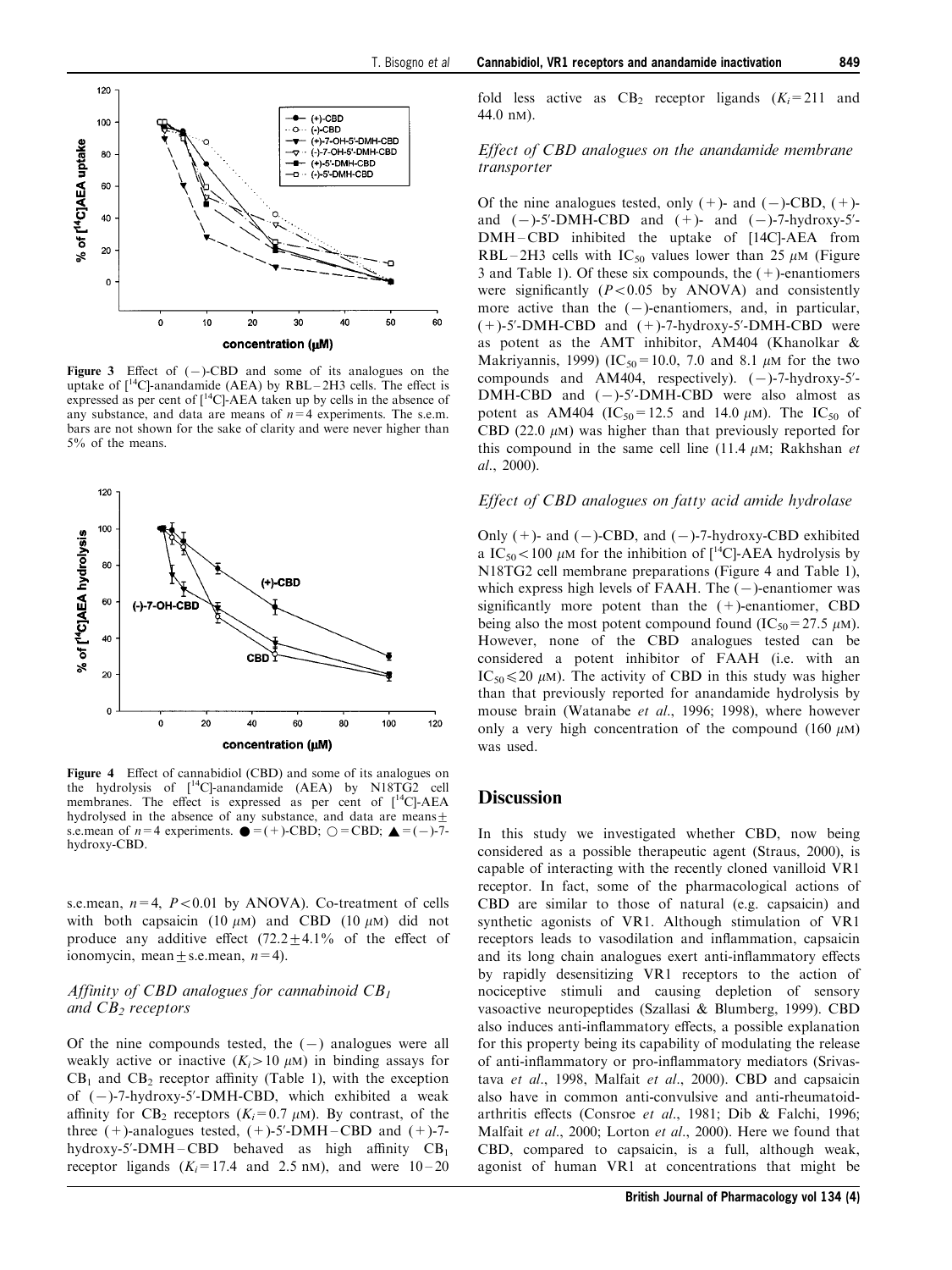**Figure 3** Effect of (−)-CBD and some of its analogues on the uptake of [$^{14}$C]-anandamide (AEA) by RBL−2H3 cells. The effect is expressed as per cent of [$^{14}$C]-AEA taken up by cells in the absence of any substance, and data are means of $n=4$ experiments. The s.e.m. bars are not shown for the sake of clarity and were never higher than 5% of the means.

**Figure 4** Effect of cannabidiol (CBD) and some of its analogues on the hydrolysis of [$^{14}$C]-anandamide (AEA) by N18TG2 cell membranes. The effect is expressed as per cent of [$^{14}$C]-AEA hydrolysed in the absence of any substance, and data are means ± s.e.mean of $n=4$ experiments. ● = (+)-CBD; ○ = CBD; ▲ = (−)-7-hydroxy-CBD.

s.e.mean, $n=4$, $P<0.01$ by ANOVA). Co-treatment of cells with both capsaicin (10 $\mu$M) and CBD (10 $\mu$M) did not produce any additive effect (72.2 ± 4.1% of the effect of ionomycin, mean ± s.e.mean, $n=4$).

### *Affinity of CBD analogues for cannabinoid $CB_1$ and $CB_2$ receptors*

Of the nine compounds tested, the (−) analogues were all weakly active or inactive ($K_i>10$ $\mu$M) in binding assays for $CB_1$ and $CB_2$ receptor affinity (Table 1), with the exception of (−)-7-hydroxy-5′-DMH-CBD, which exhibited a weak affinity for $CB_2$ receptors ($K_i=0.7$ $\mu$M). By contrast, of the three (+)-analogues tested, (+)-5′-DMH−CBD and (+)-7-hydroxy-5′-DMH−CBD behaved as high affinity $CB_1$ receptor ligands ($K_i=17.4$ and 2.5 nM), and were 10−20 fold less active as $CB_2$ receptor ligands ($K_i=211$ and 44.0 nM).

### *Effect of CBD analogues on the anandamide membrane transporter*

Of the nine analogues tested, only (+)- and (−)-CBD, (+)- and (−)-5′-DMH-CBD and (+)- and (−)-7-hydroxy-5′-DMH−CBD inhibited the uptake of [14C]-AEA from RBL−2H3 cells with $IC_{50}$ values lower than 25 $\mu$M (Figure 3 and Table 1). Of these six compounds, the (+)-enantiomers were significantly ($P<0.05$ by ANOVA) and consistently more active than the (−)-enantiomers, and, in particular, (+)-5′-DMH-CBD and (+)-7-hydroxy-5′-DMH-CBD were as potent as the AMT inhibitor, AM404 (Khanolkar & Makriyannis, 1999) ($IC_{50}=10.0$, 7.0 and 8.1 $\mu$M for the two compounds and AM404, respectively). (−)-7-hydroxy-5′-DMH-CBD and (−)-5′-DMH-CBD were also almost as potent as AM404 ($IC_{50}=12.5$ and 14.0 $\mu$M). The $IC_{50}$ of CBD (22.0 $\mu$M) was higher than that previously reported for this compound in the same cell line (11.4 $\mu$M; Rakhshan *et al*., 2000).

### *Effect of CBD analogues on fatty acid amide hydrolase*

Only (+)- and (−)-CBD, and (−)-7-hydroxy-CBD exhibited a $IC_{50}<100$ $\mu$M for the inhibition of [$^{14}$C]-AEA hydrolysis by N18TG2 cell membrane preparations (Figure 4 and Table 1), which express high levels of FAAH. The (−)-enantiomer was significantly more potent than the (+)-enantiomer, CBD being also the most potent compound found ($IC_{50}=27.5$ $\mu$M). However, none of the CBD analogues tested can be considered a potent inhibitor of FAAH (i.e. with an $IC_{50}\leqslant 20$ $\mu$M). The activity of CBD in this study was higher than that previously reported for anandamide hydrolysis by mouse brain (Watanabe *et al*., 1996; 1998), where however only a very high concentration of the compound (160 $\mu$M) was used.

## Discussion

In this study we investigated whether CBD, now being considered as a possible therapeutic agent (Straus, 2000), is capable of interacting with the recently cloned vanilloid VR1 receptor. In fact, some of the pharmacological actions of CBD are similar to those of natural (e.g. capsaicin) and synthetic agonists of VR1. Although stimulation of VR1 receptors leads to vasodilation and inflammation, capsaicin and its long chain analogues exert anti-inflammatory effects by rapidly desensitizing VR1 receptors to the action of nociceptive stimuli and causing depletion of sensory vasoactive neuropeptides (Szallasi & Blumberg, 1999). CBD also induces anti-inflammatory effects, a possible explanation for this property being its capability of modulating the release of anti-inflammatory or pro-inflammatory mediators (Srivastava *et al*., 1998, Malfait *et al*., 2000). CBD and capsaicin also have in common anti-convulsive and anti-rheumatoid-arthritis effects (Consroe *et al*., 1981; Dib & Falchi, 1996; Malfait *et al*., 2000; Lorton *et al*., 2000). Here we found that CBD, compared to capsaicin, is a full, although weak, agonist of human VR1 at concentrations that might be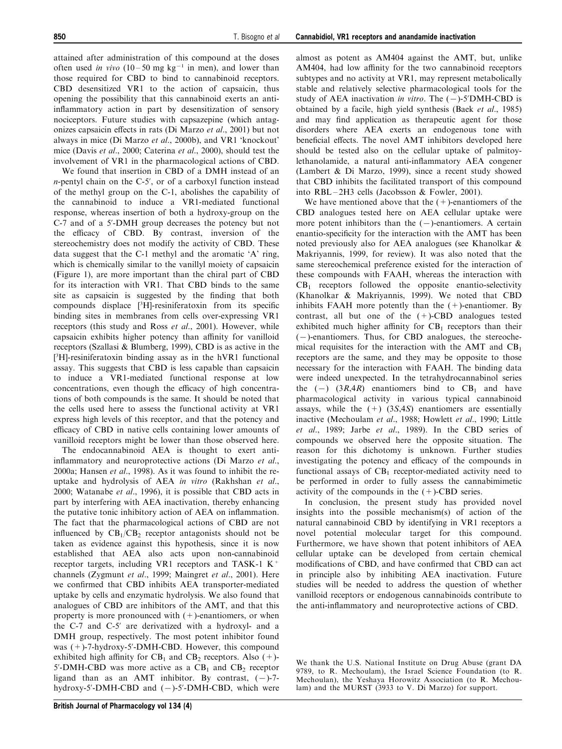attained after administration of this compound at the doses often used *in vivo* (10–50 mg $kg^{-1}$ in men), and lower than those required for CBD to bind to cannabinoid receptors. CBD desensitized VR1 to the action of capsaicin, thus opening the possibility that this cannabinoid exerts an anti-inflammatory action in part by desensitization of sensory nociceptors. Future studies with capsazepine (which antagonizes capsaicin effects in rats (Di Marzo *et al*., 2001) but not always in mice (Di Marzo *et al*., 2000b), and VR1 'knockout' mice (Davis *et al*., 2000; Caterina *et al*., 2000), should test the involvement of VR1 in the pharmacological actions of CBD.

We found that insertion in CBD of a DMH instead of an *n*-pentyl chain on the C-5′, or of a carboxyl function instead of the methyl group on the C-1, abolishes the capability of the cannabinoid to induce a VR1-mediated functional response, whereas insertion of both a hydroxy-group on the C-7 and of a 5′-DMH group decreases the potency but not the efficacy of CBD. By contrast, inversion of the stereochemistry does not modify the activity of CBD. These data suggest that the C-1 methyl and the aromatic 'A' ring, which is chemically similar to the vanillyl moiety of capsaicin (Figure 1), are more important than the chiral part of CBD for its interaction with VR1. That CBD binds to the same site as capsaicin is suggested by the finding that both compounds displace [$^3$H]-resiniferatoxin from its specific binding sites in membranes from cells over-expressing VR1 receptors (this study and Ross *et al*., 2001). However, while capsaicin exhibits higher potency than affinity for vanilloid receptors (Szallasi & Blumberg, 1999), CBD is as active in the [$^3$H]-resiniferatoxin binding assay as in the hVR1 functional assay. This suggests that CBD is less capable than capsaicin to induce a VR1-mediated functional response at low concentrations, even though the efficacy of high concentrations of both compounds is the same. It should be noted that the cells used here to assess the functional activity at VR1 express high levels of this receptor, and that the potency and efficacy of CBD in native cells containing lower amounts of vanilloid receptors might be lower than those observed here.

The endocannabinoid AEA is thought to exert anti-inflammatory and neuroprotective actions (Di Marzo *et al*., 2000a; Hansen *et al*., 1998). As it was found to inhibit the re-uptake and hydrolysis of AEA *in vitro* (Rakhshan *et al*., 2000; Watanabe *et al*., 1996), it is possible that CBD acts in part by interfering with AEA inactivation, thereby enhancing the putative tonic inhibitory action of AEA on inflammation. The fact that the pharmacological actions of CBD are not influenced by $CB_1$/$CB_2$ receptor antagonists should not be taken as evidence against this hypothesis, since it is now established that AEA also acts upon non-cannabinoid receptor targets, including VR1 receptors and TASK-1 $K^+$ channels (Zygmunt *et al*., 1999; Maingret *et al*., 2001). Here we confirmed that CBD inhibits AEA transporter-mediated uptake by cells and enzymatic hydrolysis. We also found that analogues of CBD are inhibitors of the AMT, and that this property is more pronounced with (+)-enantiomers, or when the C-7 and C-5′ are derivatized with a hydroxyl- and a DMH group, respectively. The most potent inhibitor found was (+)-7-hydroxy-5′-DMH-CBD. However, this compound exhibited high affinity for $CB_1$ and $CB_2$ receptors. Also (+)-5′-DMH-CBD was more active as a $CB_1$ and $CB_2$ receptor ligand than as an AMT inhibitor. By contrast, (−)-7-hydroxy-5′-DMH-CBD and (−)-5′-DMH-CBD, which were almost as potent as AM404 against the AMT, but, unlike AM404, had low affinity for the two cannabinoid receptors subtypes and no activity at VR1, may represent metabolically stable and relatively selective pharmacological tools for the study of AEA inactivation *in vitro*. The (−)-5′DMH-CBD is obtained by a facile, high yield synthesis (Baek *et al*., 1985) and may find application as therapeutic agent for those disorders where AEA exerts an endogenous tone with beneficial effects. The novel AMT inhibitors developed here should be tested also on the cellular uptake of palmitoylethanolamide, a natural anti-inflammatory AEA congener (Lambert & Di Marzo, 1999), since a recent study showed that CBD inhibits the facilitated transport of this compound into RBL–2H3 cells (Jacobsson & Fowler, 2001).

We have mentioned above that the (+)-enantiomers of the CBD analogues tested here on AEA cellular uptake were more potent inhibitors than the (−)-enantiomers. A certain enantio-specificity for the interaction with the AMT has been noted previously also for AEA analogues (see Khanolkar & Makriyannis, 1999, for review). It was also noted that the same stereochemical preference existed for the interaction of these compounds with FAAH, whereas the interaction with $CB_1$ receptors followed the opposite enantio-selectivity (Khanolkar & Makriyannis, 1999). We noted that CBD inhibits FAAH more potently than the (+)-enantiomer. By contrast, all but one of the (+)-CBD analogues tested exhibited much higher affinity for $CB_1$ receptors than their (−)-enantiomers. Thus, for CBD analogues, the stereochemical requisites for the interaction with the AMT and $CB_1$ receptors are the same, and they may be opposite to those necessary for the interaction with FAAH. The binding data were indeed unexpected. In the tetrahydrocannabinol series the (−) (3*R*,4*R*) enantiomers bind to $CB_1$ and have pharmacological activity in various typical cannabinoid assays, while the (+) (3*S*,4*S*) enantiomers are essentially inactive (Mechoulam *et al*., 1988; Howlett *et al*., 1990; Little *et al*., 1989; Jarbe *et al*., 1989). In the CBD series of compounds we observed here the opposite situation. The reason for this dichotomy is unknown. Further studies investigating the potency and efficacy of the compounds in functional assays of $CB_1$ receptor-mediated activity need to be performed in order to fully assess the cannabimimetic activity of the compounds in the (+)-CBD series.

In conclusion, the present study has provided novel insights into the possible mechanism(s) of action of the natural cannabinoid CBD by identifying in VR1 receptors a novel potential molecular target for this compound. Furthermore, we have shown that potent inhibitors of AEA cellular uptake can be developed from certain chemical modifications of CBD, and have confirmed that CBD can act in principle also by inhibiting AEA inactivation. Future studies will be needed to address the question of whether vanilloid receptors or endogenous cannabinoids contribute to the anti-inflammatory and neuroprotective actions of CBD.

We thank the U.S. National Institute on Drug Abuse (grant DA 9789, to R. Mechoulam), the Israel Science Foundation (to R. Mechoulan), the Yeshaya Horowitz Association (to R. Mechoulam) and the MURST (3933 to V. Di Marzo) for support.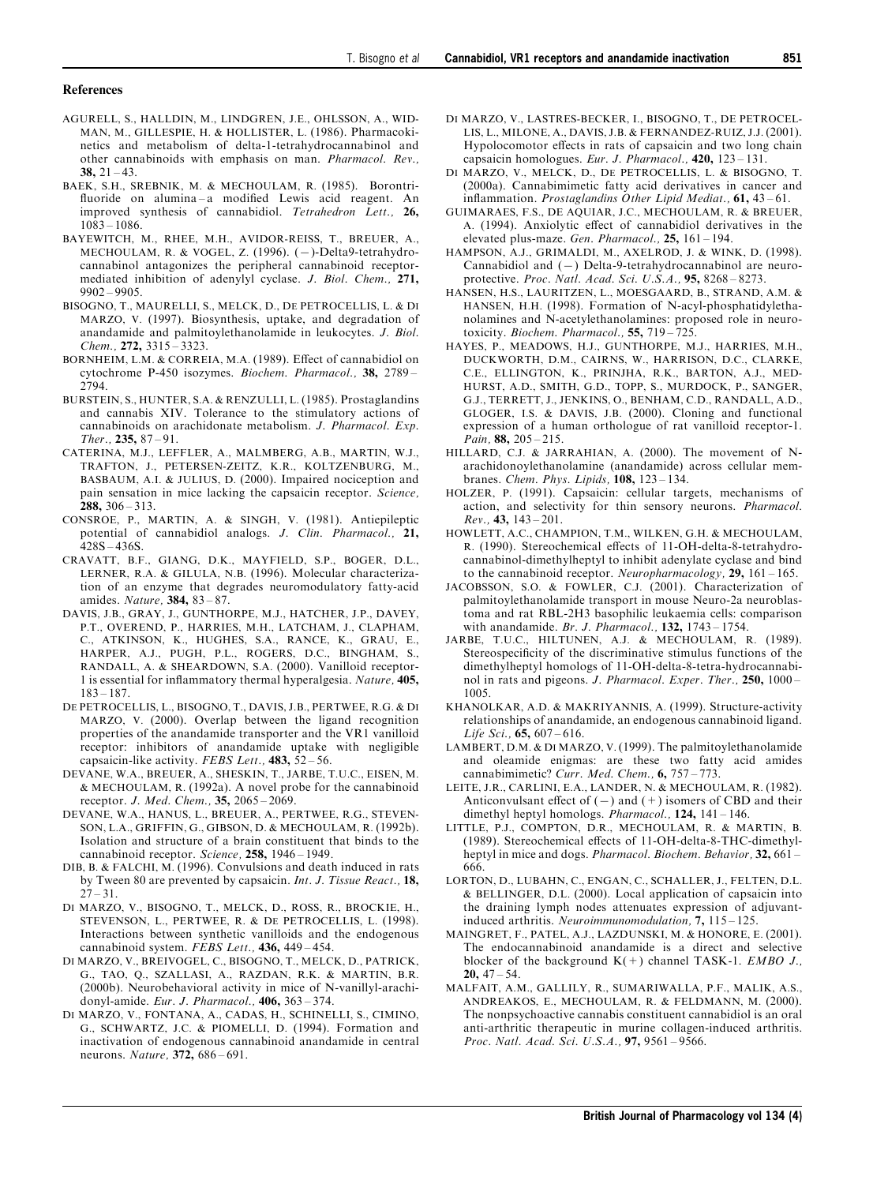## References

AGURELL, S., HALLDIN, M., LINDGREN, J.E., OHLSSON, A., WIDMAN, M., GILLESPIE, H. & HOLLISTER, L. (1986). Pharmacokinetics and metabolism of delta-1-tetrahydrocannabinol and other cannabinoids with emphasis on man. *Pharmacol. Rev.,* **38,** 21–43.

BAEK, S.H., SREBNIK, M. & MECHOULAM, R. (1985). Borontrifluoride on alumina – a modified Lewis acid reagent. An improved synthesis of cannabidiol. *Tetrahedron Lett.,* **26,** 1083–1086.

BAYEWITCH, M., RHEE, M.H., AVIDOR-REISS, T., BREUER, A., MECHOULAM, R. & VOGEL, Z. (1996). (−)-Delta9-tetrahydrocannabinol antagonizes the peripheral cannabinoid receptor-mediated inhibition of adenylyl cyclase. *J. Biol. Chem.,* **271,** 9902–9905.

BISOGNO, T., MAURELLI, S., MELCK, D., DE PETROCELLIS, L. & DI MARZO, V. (1997). Biosynthesis, uptake, and degradation of anandamide and palmitoylethanolamide in leukocytes. *J. Biol. Chem.,* **272,** 3315–3323.

BORNHEIM, L.M. & CORREIA, M.A. (1989). Effect of cannabidiol on cytochrome P-450 isozymes. *Biochem. Pharmacol.,* **38,** 2789–2794.

BURSTEIN, S., HUNTER, S.A. & RENZULLI, L. (1985). Prostaglandins and cannabis XIV. Tolerance to the stimulatory actions of cannabinoids on arachidonate metabolism. *J. Pharmacol. Exp. Ther.,* **235,** 87–91.

CATERINA, M.J., LEFFLER, A., MALMBERG, A.B., MARTIN, W.J., TRAFTON, J., PETERSEN-ZEITZ, K.R., KOLTZENBURG, M., BASBAUM, A.I. & JULIUS, D. (2000). Impaired nociception and pain sensation in mice lacking the capsaicin receptor. *Science,* **288,** 306–313.

CONSROE, P., MARTIN, A. & SINGH, V. (1981). Antiepileptic potential of cannabidiol analogs. *J. Clin. Pharmacol.,* **21,** 428S–436S.

CRAVATT, B.F., GIANG, D.K., MAYFIELD, S.P., BOGER, D.L., LERNER, R.A. & GILULA, N.B. (1996). Molecular characterization of an enzyme that degrades neuromodulatory fatty-acid amides. *Nature,* **384,** 83–87.

DAVIS, J.B., GRAY, J., GUNTHORPE, M.J., HATCHER, J.P., DAVEY, P.T., OVEREND, P., HARRIES, M.H., LATCHAM, J., CLAPHAM, C., ATKINSON, K., HUGHES, S.A., RANCE, K., GRAU, E., HARPER, A.J., PUGH, P.L., ROGERS, D.C., BINGHAM, S., RANDALL, A. & SHEARDOWN, S.A. (2000). Vanilloid receptor-1 is essential for inflammatory thermal hyperalgesia. *Nature,* **405,** 183–187.

DE PETROCELLIS, L., BISOGNO, T., DAVIS, J.B., PERTWEE, R.G. & DI MARZO, V. (2000). Overlap between the ligand recognition properties of the anandamide transporter and the VR1 vanilloid receptor: inhibitors of anandamide uptake with negligible capsaicin-like activity. *FEBS Lett.,* **483,** 52–56.

DEVANE, W.A., BREUER, A., SHESKIN, T., JARBE, T.U.C., EISEN, M. & MECHOULAM, R. (1992a). A novel probe for the cannabinoid receptor. *J. Med. Chem.,* **35,** 2065–2069.

DEVANE, W.A., HANUS, L., BREUER, A., PERTWEE, R.G., STEVENSON, L.A., GRIFFIN, G., GIBSON, D. & MECHOULAM, R. (1992b). Isolation and structure of a brain constituent that binds to the cannabinoid receptor. *Science,* **258,** 1946–1949.

DIB, B. & FALCHI, M. (1996). Convulsions and death induced in rats by Tween 80 are prevented by capsaicin. *Int. J. Tissue React.,* **18,** 27–31.

DI MARZO, V., BISOGNO, T., MELCK, D., ROSS, R., BROCKIE, H., STEVENSON, L., PERTWEE, R. & DE PETROCELLIS, L. (1998). Interactions between synthetic vanilloids and the endogenous cannabinoid system. *FEBS Lett.,* **436,** 449–454.

DI MARZO, V., BREIVOGEL, C., BISOGNO, T., MELCK, D., PATRICK, G., TAO, Q., SZALLASI, A., RAZDAN, R.K. & MARTIN, B.R. (2000b). Neurobehavioral activity in mice of N-vanillyl-arachidonyl-amide. *Eur. J. Pharmacol.,* **406,** 363–374.

DI MARZO, V., FONTANA, A., CADAS, H., SCHINELLI, S., CIMINO, G., SCHWARTZ, J.C. & PIOMELLI, D. (1994). Formation and inactivation of endogenous cannabinoid anandamide in central neurons. *Nature,* **372,** 686–691.

DI MARZO, V., LASTRES-BECKER, I., BISOGNO, T., DE PETROCELLIS, L., MILONE, A., DAVIS, J.B. & FERNANDEZ-RUIZ, J.J. (2001). Hypolocomotor effects in rats of capsaicin and two long chain capsaicin homologues. *Eur. J. Pharmacol.,* **420,** 123–131.

DI MARZO, V., MELCK, D., DE PETROCELLIS, L. & BISOGNO, T. (2000a). Cannabimimetic fatty acid derivatives in cancer and inflammation. *Prostaglandins Other Lipid Mediat.,* **61,** 43–61.

GUIMARAES, F.S., DE AQUIAR, J.C., MECHOULAM, R. & BREUER, A. (1994). Anxiolytic effect of cannabidiol derivatives in the elevated plus-maze. *Gen. Pharmacol.,* **25,** 161–194.

HAMPSON, A.J., GRIMALDI, M., AXELROD, J. & WINK, D. (1998). Cannabidiol and (−) Delta-9-tetrahydrocannabinol are neuroprotective. *Proc. Natl. Acad. Sci. U.S.A.,* **95,** 8268–8273.

HANSEN, H.S., LAURITZEN, L., MOESGAARD, B., STRAND, A.M. & HANSEN, H.H. (1998). Formation of N-acyl-phosphatidylethanolamines and N-acetylethanolamines: proposed role in neurotoxicity. *Biochem. Pharmacol.,* **55,** 719–725.

HAYES, P., MEADOWS, H.J., GUNTHORPE, M.J., HARRIES, M.H., DUCKWORTH, D.M., CAIRNS, W., HARRISON, D.C., CLARKE, C.E., ELLINGTON, K., PRINJHA, R.K., BARTON, A.J., MEDHURST, A.D., SMITH, G.D., TOPP, S., MURDOCK, P., SANGER, G.J., TERRETT, J., JENKINS, O., BENHAM, C.D., RANDALL, A.D., GLOGER, I.S. & DAVIS, J.B. (2000). Cloning and functional expression of a human orthologue of rat vanilloid receptor-1. *Pain,* **88,** 205–215.

HILLARD, C.J. & JARRAHIAN, A. (2000). The movement of N-arachidonoylethanolamine (anandamide) across cellular membranes. *Chem. Phys. Lipids,* **108,** 123–134.

HOLZER, P. (1991). Capsaicin: cellular targets, mechanisms of action, and selectivity for thin sensory neurons. *Pharmacol. Rev.,* **43,** 143–201.

HOWLETT, A.C., CHAMPION, T.M., WILKEN, G.H. & MECHOULAM, R. (1990). Stereochemical effects of 11-OH-delta-8-tetrahydrocannabinol-dimethylheptyl to inhibit adenylate cyclase and bind to the cannabinoid receptor. *Neuropharmacology,* **29,** 161–165.

JACOBSSON, S.O. & FOWLER, C.J. (2001). Characterization of palmitoylethanolamide transport in mouse Neuro-2a neuroblastoma and rat RBL-2H3 basophilic leukaemia cells: comparison with anandamide. *Br. J. Pharmacol.,* **132,** 1743–1754.

JARBE, T.U.C., HILTUNEN, A.J. & MECHOULAM, R. (1989). Stereospecificity of the discriminative stimulus functions of the dimethylheptyl homologs of 11-OH-delta-8-tetra-hydrocannabinol in rats and pigeons. *J. Pharmacol. Exper. Ther.,* **250,** 1000–1005.

KHANOLKAR, A.D. & MAKRIYANNIS, A. (1999). Structure-activity relationships of anandamide, an endogenous cannabinoid ligand. *Life Sci.,* **65,** 607–616.

LAMBERT, D.M. & DI MARZO, V. (1999). The palmitoylethanolamide and oleamide enigmas: are these two fatty acid amides cannabimimetic? *Curr. Med. Chem.,* **6,** 757–773.

LEITE, J.R., CARLINI, E.A., LANDER, N. & MECHOULAM, R. (1982). Anticonvulsant effect of (−) and (+) isomers of CBD and their dimethyl heptyl homologs. *Pharmacol.,* **124,** 141–146.

LITTLE, P.J., COMPTON, D.R., MECHOULAM, R. & MARTIN, B. (1989). Stereochemical effects of 11-OH-delta-8-THC-dimethylheptyl in mice and dogs. *Pharmacol. Biochem. Behavior,* **32,** 661–666.

LORTON, D., LUBAHN, C., ENGAN, C., SCHALLER, J., FELTEN, D.L. & BELLINGER, D.L. (2000). Local application of capsaicin into the draining lymph nodes attenuates expression of adjuvant-induced arthritis. *Neuroimmunomodulation,* **7,** 115–125.

MAINGRET, F., PATEL, A.J., LAZDUNSKI, M. & HONORE, E. (2001). The endocannabinoid anandamide is a direct and selective blocker of the background K(+) channel TASK-1. *EMBO J.,* **20,** 47–54.

MALFAIT, A.M., GALLILY, R., SUMARIWALLA, P.F., MALIK, A.S., ANDREAKOS, E., MECHOULAM, R. & FELDMANN, M. (2000). The nonpsychoactive cannabis constituent cannabidiol is an oral anti-arthritic therapeutic in murine collagen-induced arthritis. *Proc. Natl. Acad. Sci. U.S.A.,* **97,** 9561–9566.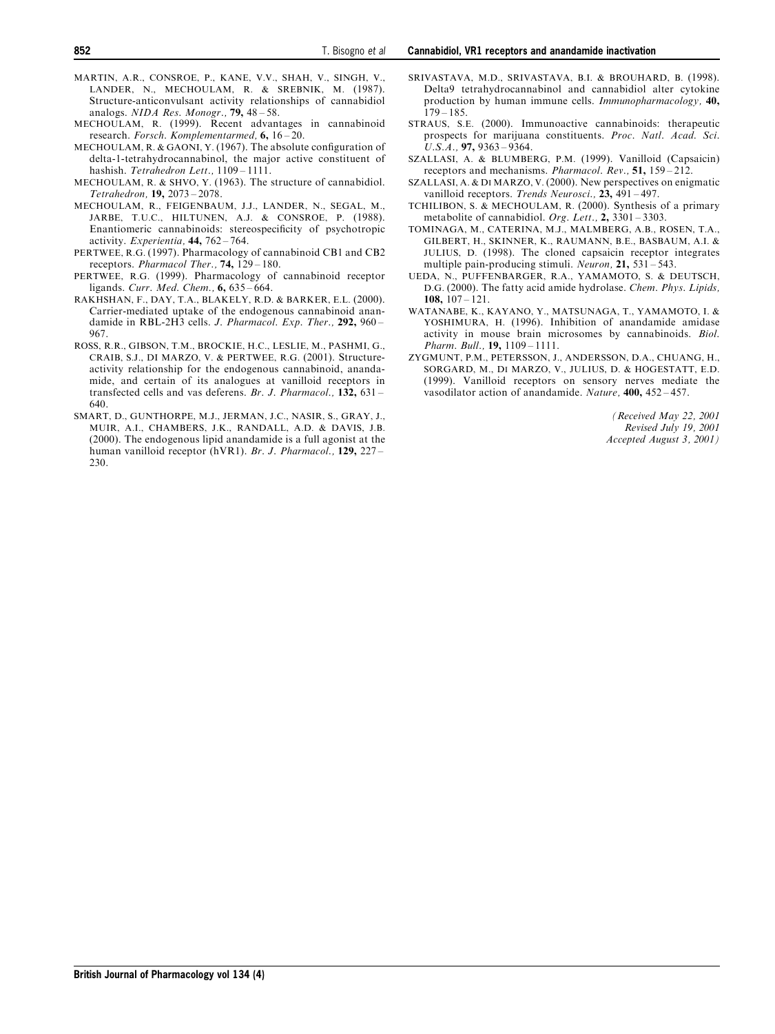MARTIN, A.R., CONSROE, P., KANE, V.V., SHAH, V., SINGH, V., LANDER, N., MECHOULAM, R. & SREBNIK, M. (1987). Structure-anticonvulsant activity relationships of cannabidiol analogs. *NIDA Res. Monogr.*, **79,** 48 – 58.

MECHOULAM, R. (1999). Recent advantages in cannabinoid research. *Forsch. Komplementarmed,* **6,** 16 – 20.

MECHOULAM, R. & GAONI, Y. (1967). The absolute configuration of delta-1-tetrahydrocannabinol, the major active constituent of hashish. *Tetrahedron Lett.,* 1109 – 1111.

MECHOULAM, R. & SHVO, Y. (1963). The structure of cannabidiol. *Tetrahedron,* **19,** 2073 – 2078.

MECHOULAM, R., FEIGENBAUM, J.J., LANDER, N., SEGAL, M., JARBE, T.U.C., HILTUNEN, A.J. & CONSROE, P. (1988). Enantiomeric cannabinoids: stereospecificity of psychotropic activity. *Experientia,* **44,** 762 – 764.

PERTWEE, R.G. (1997). Pharmacology of cannabinoid CB1 and CB2 receptors. *Pharmacol Ther.,* **74,** 129 – 180.

PERTWEE, R.G. (1999). Pharmacology of cannabinoid receptor ligands. *Curr. Med. Chem.,* **6,** 635 – 664.

RAKHSHAN, F., DAY, T.A., BLAKELY, R.D. & BARKER, E.L. (2000). Carrier-mediated uptake of the endogenous cannabinoid anandamide in RBL-2H3 cells. *J. Pharmacol. Exp. Ther.,* **292,** 960 – 967.

ROSS, R.R., GIBSON, T.M., BROCKIE, H.C., LESLIE, M., PASHMI, G., CRAIB, S.J., DI MARZO, V. & PERTWEE, R.G. (2001). Structure-activity relationship for the endogenous cannabinoid, anandamide, and certain of its analogues at vanilloid receptors in transfected cells and vas deferens. *Br. J. Pharmacol.,* **132,** 631 – 640.

SMART, D., GUNTHORPE, M.J., JERMAN, J.C., NASIR, S., GRAY, J., MUIR, A.I., CHAMBERS, J.K., RANDALL, A.D. & DAVIS, J.B. (2000). The endogenous lipid anandamide is a full agonist at the human vanilloid receptor (hVR1). *Br. J. Pharmacol.,* **129,** 227 – 230.

SRIVASTAVA, M.D., SRIVASTAVA, B.I. & BROUHARD, B. (1998). Delta9 tetrahydrocannabinol and cannabidiol alter cytokine production by human immune cells. *Immunopharmacology,* **40,** 179 – 185.

STRAUS, S.E. (2000). Immunoactive cannabinoids: therapeutic prospects for marijuana constituents. *Proc. Natl. Acad. Sci. U.S.A.,* **97,** 9363 – 9364.

SZALLASI, A. & BLUMBERG, P.M. (1999). Vanilloid (Capsaicin) receptors and mechanisms. *Pharmacol. Rev.,* **51,** 159 – 212.

SZALLASI, A. & DI MARZO, V. (2000). New perspectives on enigmatic vanilloid receptors. *Trends Neurosci.,* **23,** 491 – 497.

TCHILIBON, S. & MECHOULAM, R. (2000). Synthesis of a primary metabolite of cannabidiol. *Org. Lett.,* **2,** 3301 – 3303.

TOMINAGA, M., CATERINA, M.J., MALMBERG, A.B., ROSEN, T.A., GILBERT, H., SKINNER, K., RAUMANN, B.E., BASBAUM, A.I. & JULIUS, D. (1998). The cloned capsaicin receptor integrates multiple pain-producing stimuli. *Neuron,* **21,** 531 – 543.

UEDA, N., PUFFENBARGER, R.A., YAMAMOTO, S. & DEUTSCH, D.G. (2000). The fatty acid amide hydrolase. *Chem. Phys. Lipids,* **108,** 107 – 121.

WATANABE, K., KAYANO, Y., MATSUNAGA, T., YAMAMOTO, I. & YOSHIMURA, H. (1996). Inhibition of anandamide amidase activity in mouse brain microsomes by cannabinoids. *Biol. Pharm. Bull.,* **19,** 1109 – 1111.

ZYGMUNT, P.M., PETERSSON, J., ANDERSSON, D.A., CHUANG, H., SORGARD, M., DI MARZO, V., JULIUS, D. & HOGESTATT, E.D. (1999). Vanilloid receptors on sensory nerves mediate the vasodilator action of anandamide. *Nature,* **400,** 452 – 457.

*(Received May 22, 2001*
*Revised July 19, 2001*
*Accepted August 3, 2001)*